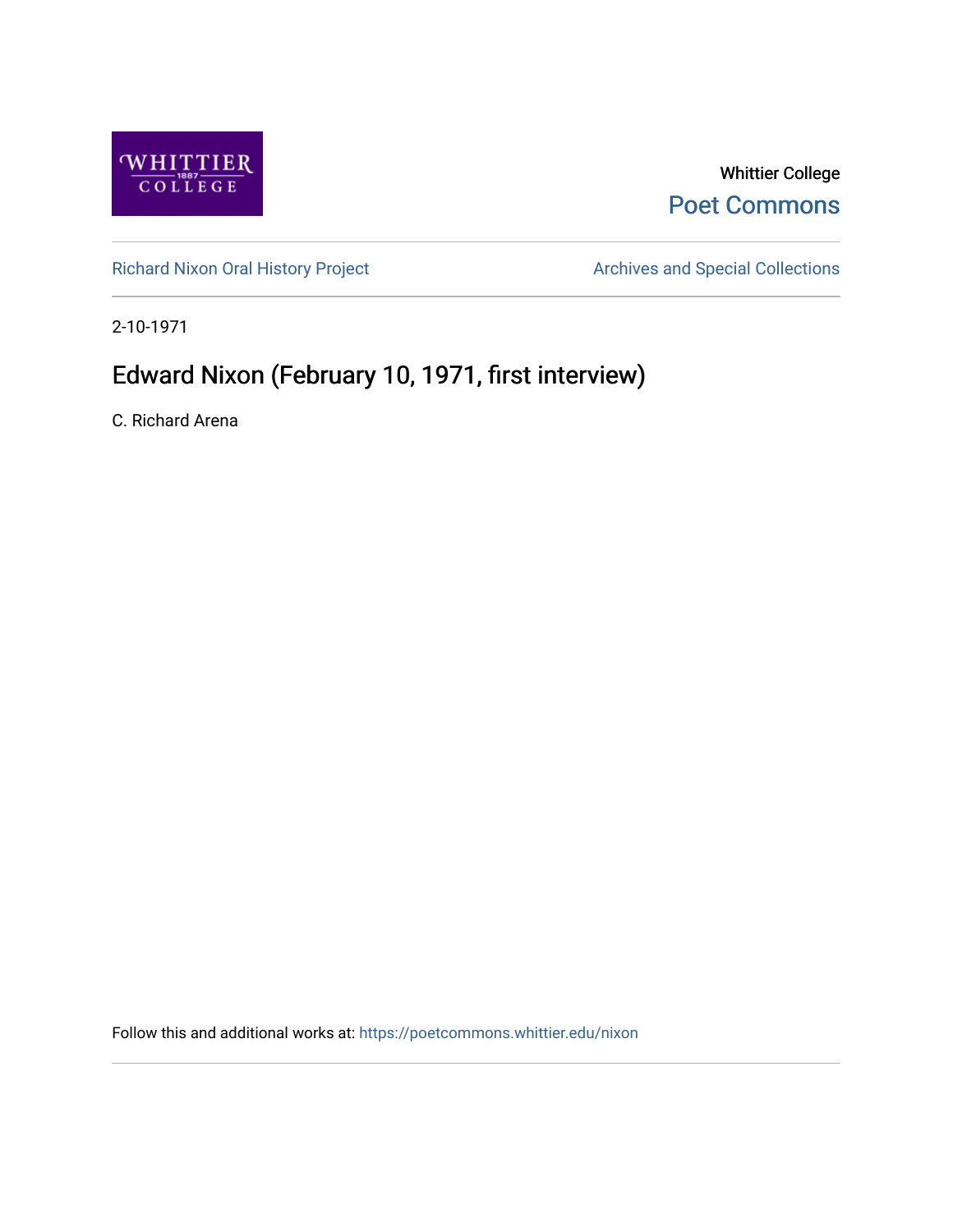Whittier College

Poet Commons

Richard Nixon Oral History Project

Archives and Special Collections

2-10-1971

# Edward Nixon (February 10, 1971, first interview)

C. Richard Arena

Follow this and additional works at: https://poetcommons.whittier.edu/nixon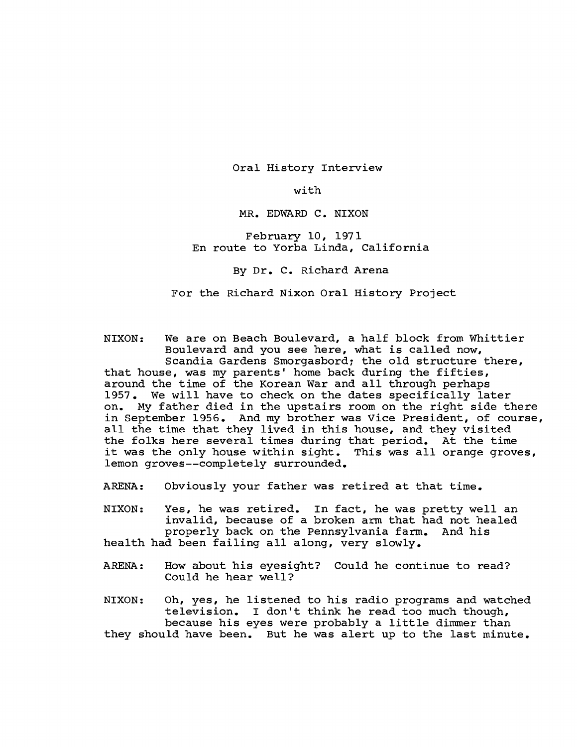Oral History Interview

with

MR. EDWARD C. NIXON

February 10, 1971
En route to Yorba Linda, California

By Dr. C. Richard Arena

For the Richard Nixon Oral History Project

NIXON: We are on Beach Boulevard, a half block from Whittier Boulevard and you see here, what is called now, Scandia Gardens Smorgasbord; the old structure there, that house, was my parents' home back during the fifties, around the time of the Korean War and all through perhaps 1957. We will have to check on the dates specifically later on. My father died in the upstairs room on the right side there in September 1956. And my brother was Vice President, of course, all the time that they lived in this house, and they visited the folks here several times during that period. At the time it was the only house within sight. This was all orange groves, lemon groves--completely surrounded.

ARENA: Obviously your father was retired at that time.

NIXON: Yes, he was retired. In fact, he was pretty well an invalid, because of a broken arm that had not healed properly back on the Pennsylvania farm. And his health had been failing all along, very slowly.

ARENA: How about his eyesight? Could he continue to read? Could he hear well?

NIXON: Oh, yes, he listened to his radio programs and watched television. I don't think he read too much though, because his eyes were probably a little dimmer than they should have been. But he was alert up to the last minute.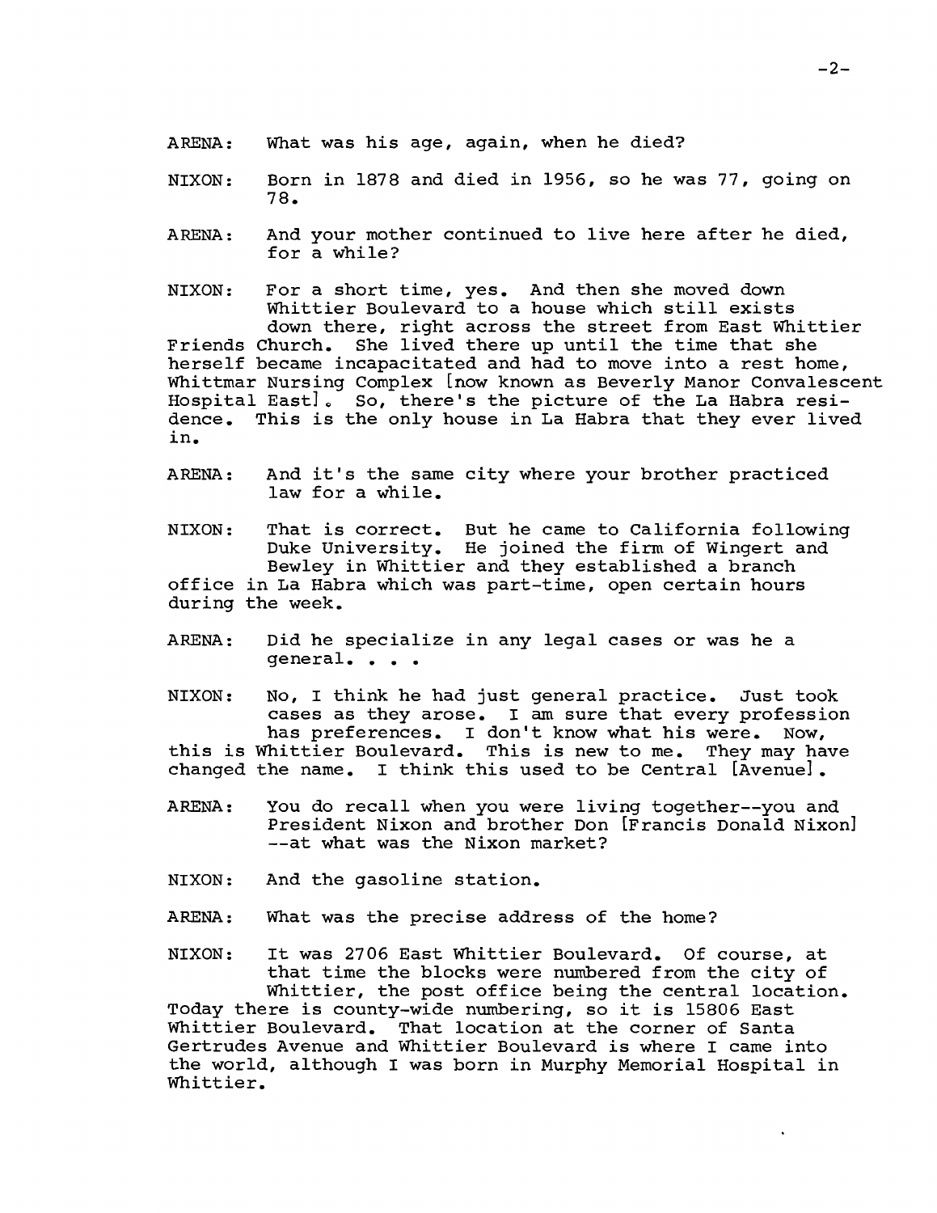ARENA: What was his age, again, when he died?

NIXON: Born in 1878 and died in 1956, so he was 77, going on 78.

ARENA: And your mother continued to live here after he died, for a while?

NIXON: For a short time, yes. And then she moved down Whittier Boulevard to a house which still exists down there, right across the street from East Whittier Friends Church. She lived there up until the time that she herself became incapacitated and had to move into a rest home, Whittmar Nursing Complex [now known as Beverly Manor Convalescent Hospital East]. So, there's the picture of the La Habra residence. This is the only house in La Habra that they ever lived in.

ARENA: And it's the same city where your brother practiced law for a while.

NIXON: That is correct. But he came to California following Duke University. He joined the firm of Wingert and Bewley in Whittier and they established a branch office in La Habra which was part-time, open certain hours during the week.

ARENA: Did he specialize in any legal cases or was he a general. . . .

NIXON: No, I think he had just general practice. Just took cases as they arose. I am sure that every profession has preferences. I don't know what his were. Now, this is Whittier Boulevard. This is new to me. They may have changed the name. I think this used to be Central [Avenue].

ARENA: You do recall when you were living together--you and President Nixon and brother Don [Francis Donald Nixon] --at what was the Nixon market?

NIXON: And the gasoline station.

ARENA: What was the precise address of the home?

NIXON: It was 2706 East Whittier Boulevard. Of course, at that time the blocks were numbered from the city of Whittier, the post office being the central location. Today there is county-wide numbering, so it is 15806 East Whittier Boulevard. That location at the corner of Santa Gertrudes Avenue and Whittier Boulevard is where I came into the world, although I was born in Murphy Memorial Hospital in Whittier.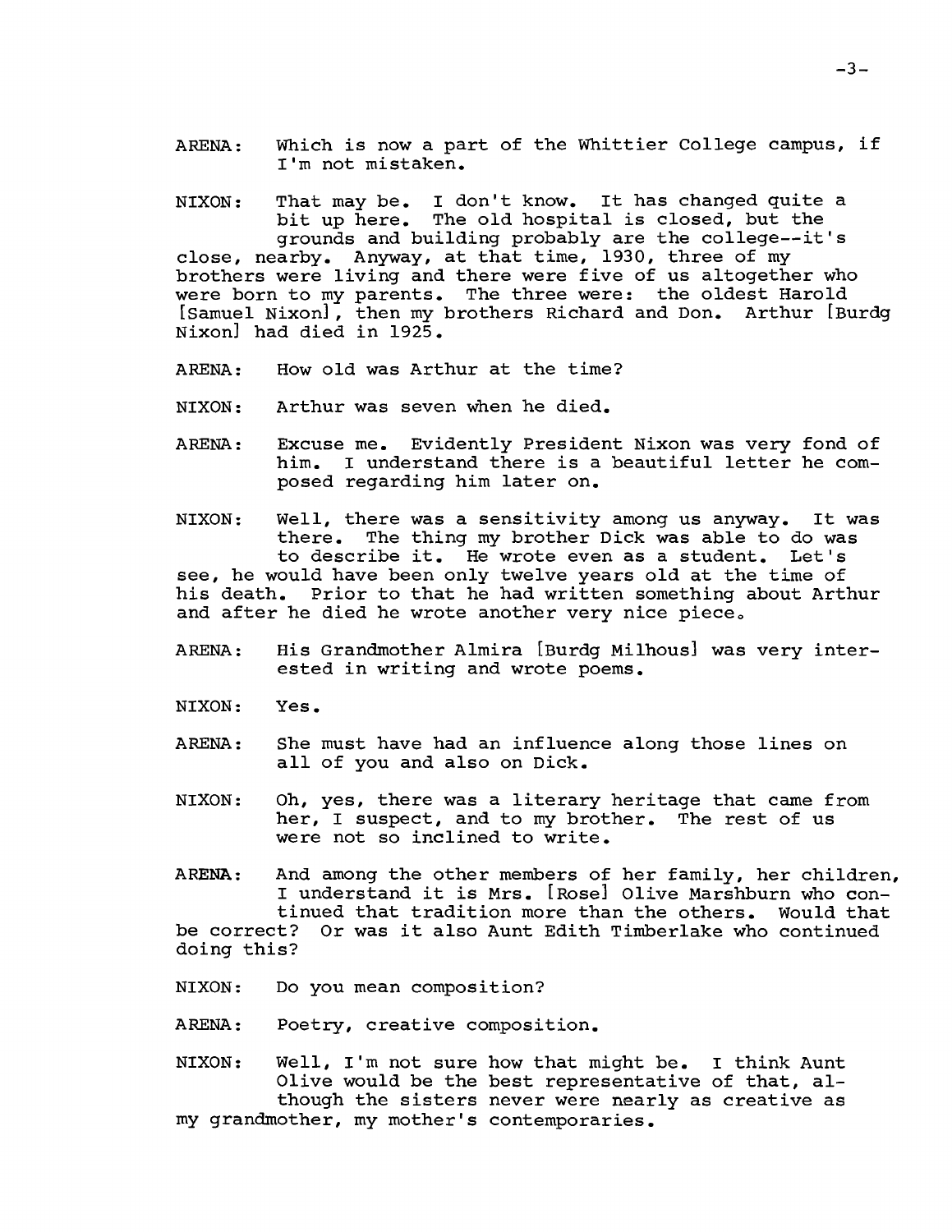ARENA: Which is now a part of the Whittier College campus, if I'm not mistaken.

NIXON: That may be. I don't know. It has changed quite a bit up here. The old hospital is closed, but the grounds and building probably are the college--it's close, nearby. Anyway, at that time, 1930, three of my brothers were living and there were five of us altogether who were born to my parents. The three were: the oldest Harold [Samuel Nixon], then my brothers Richard and Don. Arthur [Burdg Nixon] had died in 1925.

ARENA: How old was Arthur at the time?

NIXON: Arthur was seven when he died.

ARENA: Excuse me. Evidently President Nixon was very fond of him. I understand there is a beautiful letter he composed regarding him later on.

NIXON: Well, there was a sensitivity among us anyway. It was there. The thing my brother Dick was able to do was to describe it. He wrote even as a student. Let's see, he would have been only twelve years old at the time of his death. Prior to that he had written something about Arthur and after he died he wrote another very nice piece.

ARENA: His Grandmother Almira [Burdg Milhous] was very interested in writing and wrote poems.

NIXON: Yes.

ARENA: She must have had an influence along those lines on all of you and also on Dick.

NIXON: Oh, yes, there was a literary heritage that came from her, I suspect, and to my brother. The rest of us were not so inclined to write.

ARENA: And among the other members of her family, her children, I understand it is Mrs. [Rose] Olive Marshburn who continued that tradition more than the others. Would that be correct? Or was it also Aunt Edith Timberlake who continued doing this?

NIXON: Do you mean composition?

ARENA: Poetry, creative composition.

NIXON: Well, I'm not sure how that might be. I think Aunt Olive would be the best representative of that, although the sisters never were nearly as creative as my grandmother, my mother's contemporaries.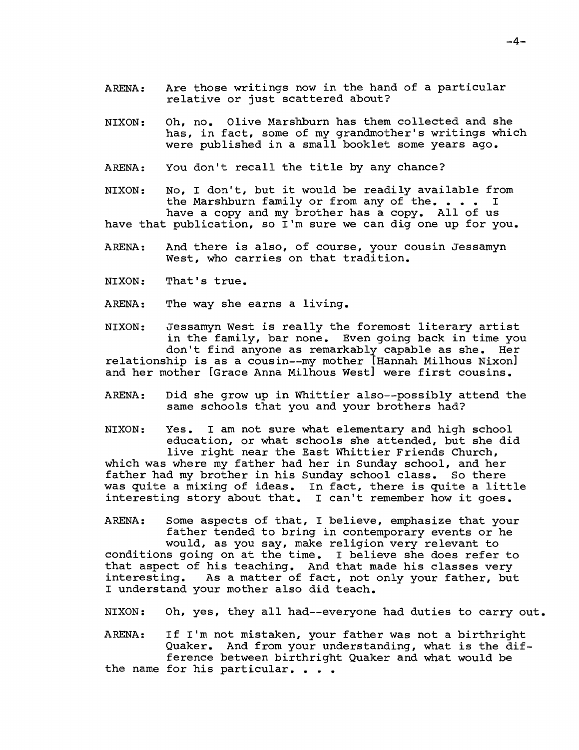ARENA: Are those writings now in the hand of a particular relative or just scattered about?

NIXON: Oh, no. Olive Marshburn has them collected and she has, in fact, some of my grandmother's writings which were published in a small booklet some years ago.

ARENA: You don't recall the title by any chance?

NIXON: No, I don't, but it would be readily available from the Marshburn family or from any of the. . . . I have a copy and my brother has a copy. All of us have that publication, so I'm sure we can dig one up for you.

ARENA: And there is also, of course, your cousin Jessamyn West, who carries on that tradition.

NIXON: That's true.

ARENA: The way she earns a living.

NIXON: Jessamyn West is really the foremost literary artist in the family, bar none. Even going back in time you don't find anyone as remarkably capable as she. Her relationship is as a cousin--my mother [Hannah Milhous Nixon] and her mother [Grace Anna Milhous West] were first cousins.

ARENA: Did she grow up in Whittier also--possibly attend the same schools that you and your brothers had?

NIXON: Yes. I am not sure what elementary and high school education, or what schools she attended, but she did live right near the East Whittier Friends Church, which was where my father had her in Sunday school, and her father had my brother in his Sunday school class. So there was quite a mixing of ideas. In fact, there is quite a little interesting story about that. I can't remember how it goes.

ARENA: Some aspects of that, I believe, emphasize that your father tended to bring in contemporary events or he would, as you say, make religion very relevant to conditions going on at the time. I believe she does refer to that aspect of his teaching. And that made his classes very interesting. As a matter of fact, not only your father, but I understand your mother also did teach.

NIXON: Oh, yes, they all had--everyone had duties to carry out.

ARENA: If I'm not mistaken, your father was not a birthright Quaker. And from your understanding, what is the difference between birthright Quaker and what would be the name for his particular. . . .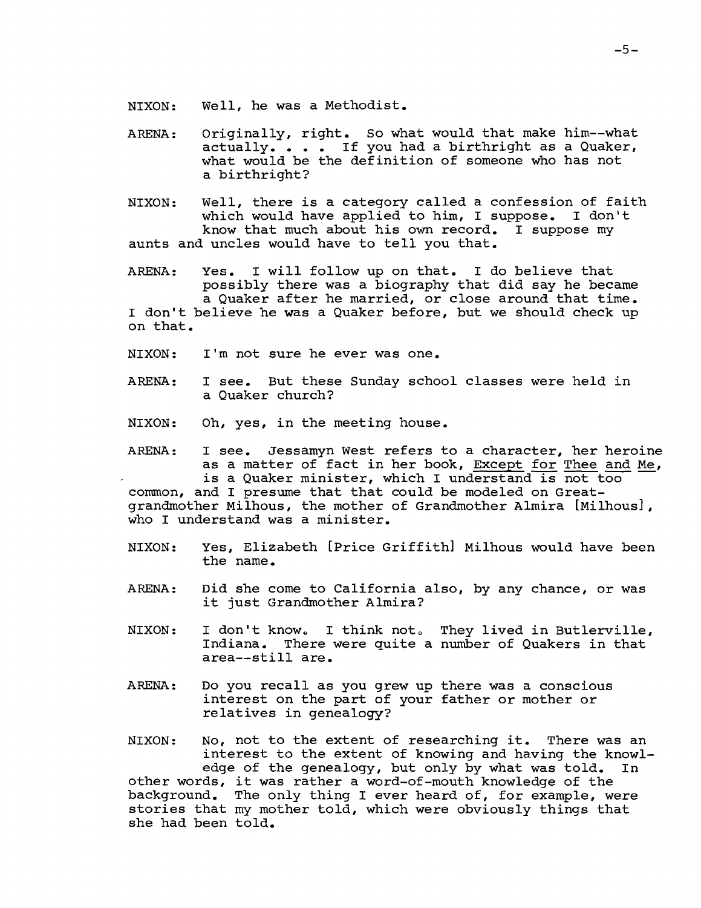NIXON: Well, he was a Methodist.

ARENA: Originally, right. So what would that make him--what actually. . . . If you had a birthright as a Quaker, what would be the definition of someone who has not a birthright?

NIXON: Well, there is a category called a confession of faith which would have applied to him, I suppose. I don't know that much about his own record. I suppose my aunts and uncles would have to tell you that.

ARENA: Yes. I will follow up on that. I do believe that possibly there was a biography that did say he became a Quaker after he married, or close around that time. I don't believe he was a Quaker before, but we should check up on that.

NIXON: I'm not sure he ever was one.

ARENA: I see. But these Sunday school classes were held in a Quaker church?

NIXON: Oh, yes, in the meeting house.

ARENA: I see. Jessamyn West refers to a character, her heroine as a matter of fact in her book, Except for Thee and Me, is a Quaker minister, which I understand is not too common, and I presume that that could be modeled on Great-grandmother Milhous, the mother of Grandmother Almira [Milhous], who I understand was a minister.

NIXON: Yes, Elizabeth [Price Griffith] Milhous would have been the name.

ARENA: Did she come to California also, by any chance, or was it just Grandmother Almira?

NIXON: I don't know. I think not. They lived in Butlerville, Indiana. There were quite a number of Quakers in that area--still are.

ARENA: Do you recall as you grew up there was a conscious interest on the part of your father or mother or relatives in genealogy?

NIXON: No, not to the extent of researching it. There was an interest to the extent of knowing and having the knowledge of the genealogy, but only by what was told. In other words, it was rather a word-of-mouth knowledge of the background. The only thing I ever heard of, for example, were stories that my mother told, which were obviously things that she had been told.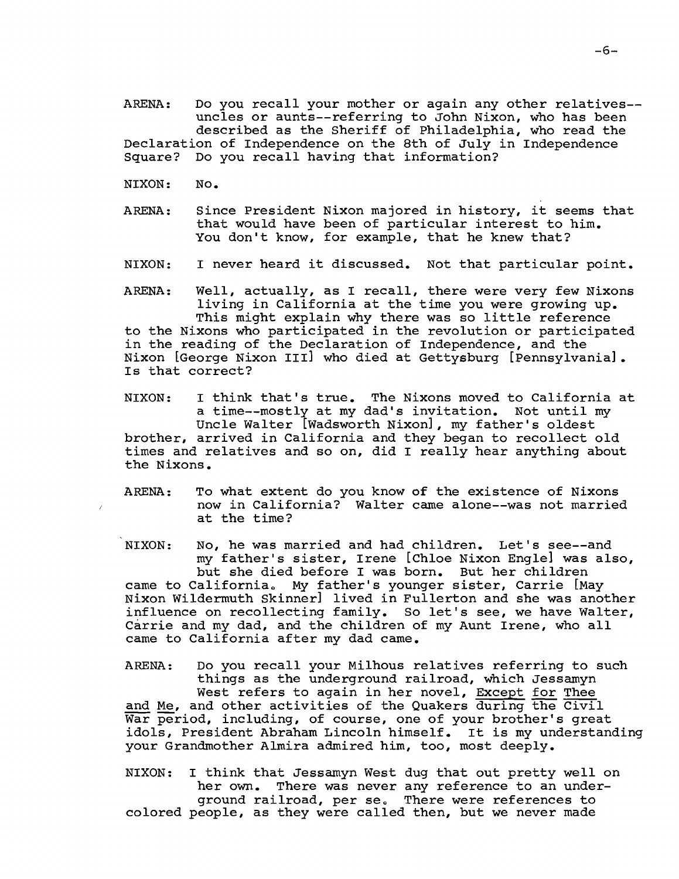ARENA: Do you recall your mother or again any other relatives--uncles or aunts--referring to John Nixon, who has been described as the Sheriff of Philadelphia, who read the Declaration of Independence on the 8th of July in Independence Square? Do you recall having that information?

NIXON: No.

ARENA: Since President Nixon majored in history, it seems that that would have been of particular interest to him. You don't know, for example, that he knew that?

NIXON: I never heard it discussed. Not that particular point.

ARENA: Well, actually, as I recall, there were very few Nixons living in California at the time you were growing up. This might explain why there was so little reference to the Nixons who participated in the revolution or participated in the reading of the Declaration of Independence, and the Nixon [George Nixon III] who died at Gettysburg [Pennsylvania]. Is that correct?

NIXON: I think that's true. The Nixons moved to California at a time--mostly at my dad's invitation. Not until my Uncle Walter [Wadsworth Nixon], my father's oldest brother, arrived in California and they began to recollect old times and relatives and so on, did I really hear anything about the Nixons.

ARENA: To what extent do you know of the existence of Nixons now in California? Walter came alone--was not married at the time?

NIXON: No, he was married and had children. Let's see--and my father's sister, Irene [Chloe Nixon Engle] was also, but she died before I was born. But her children came to California. My father's younger sister, Carrie [May Nixon Wildermuth Skinner] lived in Fullerton and she was another influence on recollecting family. So let's see, we have Walter, Carrie and my dad, and the children of my Aunt Irene, who all came to California after my dad came.

ARENA: Do you recall your Milhous relatives referring to such things as the underground railroad, which Jessamyn West refers to again in her novel, <u>Except for Thee and Me</u>, and other activities of the Quakers during the Civil War period, including, of course, one of your brother's great idols, President Abraham Lincoln himself. It is my understanding your Grandmother Almira admired him, too, most deeply.

NIXON: I think that Jessamyn West dug that out pretty well on her own. There was never any reference to an underground railroad, per se. There were references to colored people, as they were called then, but we never made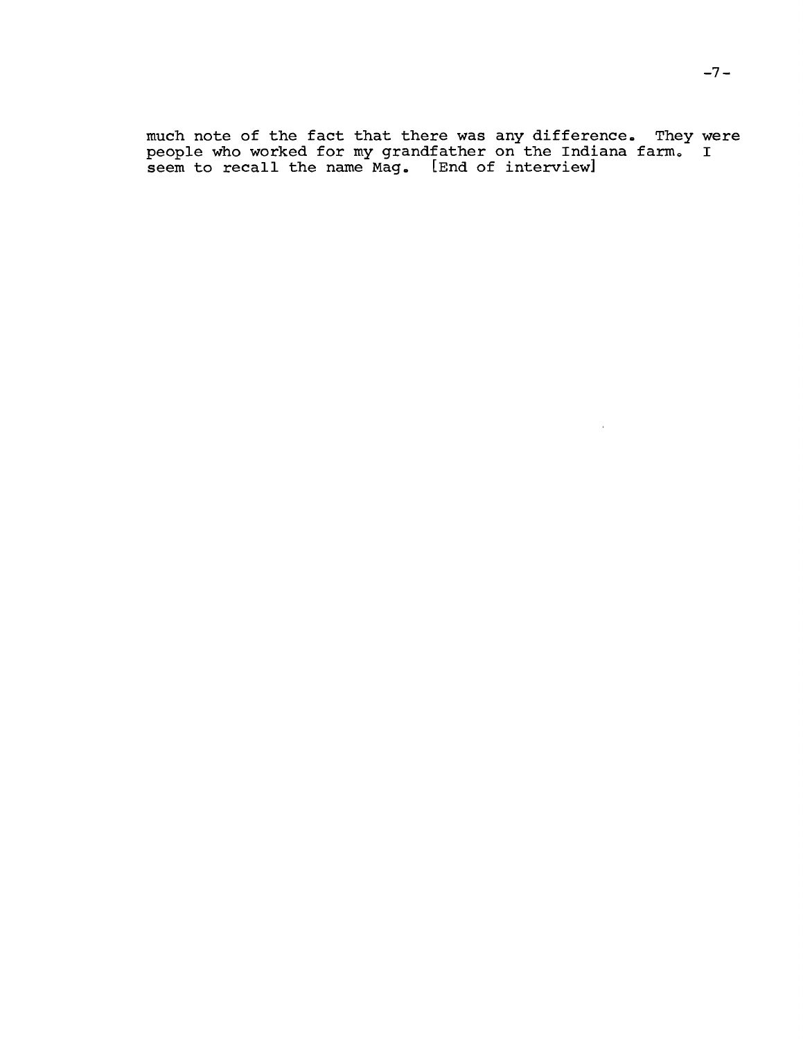much note of the fact that there was any difference. They were people who worked for my grandfather on the Indiana farm. I seem to recall the name Mag. [End of interview]